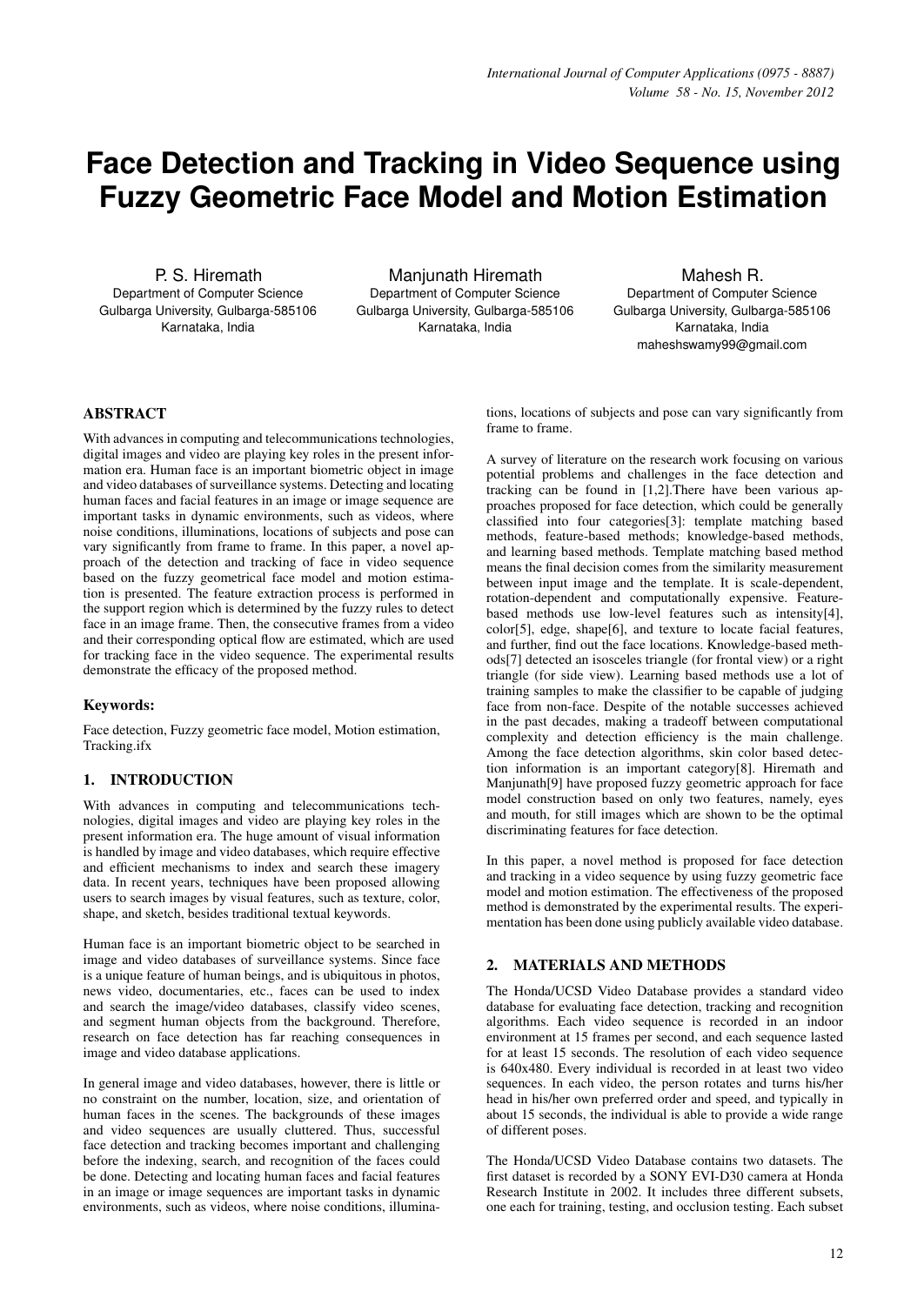# Face Detection and Tracking in Video Sequence using Fuzzy Geometric Face Model and Motion Estimation

P. S. Hiremath
Department of Computer Science
Gulbarga University, Gulbarga-585106
Karnataka, India

Manjunath Hiremath
Department of Computer Science
Gulbarga University, Gulbarga-585106
Karnataka, India

Mahesh R.
Department of Computer Science
Gulbarga University, Gulbarga-585106
Karnataka, India
maheshswamy99@gmail.com

## ABSTRACT

With advances in computing and telecommunications technologies, digital images and video are playing key roles in the present information era. Human face is an important biometric object in image and video databases of surveillance systems. Detecting and locating human faces and facial features in an image or image sequence are important tasks in dynamic environments, such as videos, where noise conditions, illuminations, locations of subjects and pose can vary significantly from frame to frame. In this paper, a novel approach of the detection and tracking of face in video sequence based on the fuzzy geometrical face model and motion estimation is presented. The feature extraction process is performed in the support region which is determined by the fuzzy rules to detect face in an image frame. Then, the consecutive frames from a video and their corresponding optical flow are estimated, which are used for tracking face in the video sequence. The experimental results demonstrate the efficacy of the proposed method.

### Keywords:

Face detection, Fuzzy geometric face model, Motion estimation, Tracking.ifx

## 1. INTRODUCTION

With advances in computing and telecommunications technologies, digital images and video are playing key roles in the present information era. The huge amount of visual information is handled by image and video databases, which require effective and efficient mechanisms to index and search these imagery data. In recent years, techniques have been proposed allowing users to search images by visual features, such as texture, color, shape, and sketch, besides traditional textual keywords.

Human face is an important biometric object to be searched in image and video databases of surveillance systems. Since face is a unique feature of human beings, and is ubiquitous in photos, news video, documentaries, etc., faces can be used to index and search the image/video databases, classify video scenes, and segment human objects from the background. Therefore, research on face detection has far reaching consequences in image and video database applications.

In general image and video databases, however, there is little or no constraint on the number, location, size, and orientation of human faces in the scenes. The backgrounds of these images and video sequences are usually cluttered. Thus, successful face detection and tracking becomes important and challenging before the indexing, search, and recognition of the faces could be done. Detecting and locating human faces and facial features in an image or image sequences are important tasks in dynamic environments, such as videos, where noise conditions, illuminations, locations of subjects and pose can vary significantly from frame to frame.

A survey of literature on the research work focusing on various potential problems and challenges in the face detection and tracking can be found in [1,2].There have been various approaches proposed for face detection, which could be generally classified into four categories[3]: template matching based methods, feature-based methods; knowledge-based methods, and learning based methods. Template matching based method means the final decision comes from the similarity measurement between input image and the template. It is scale-dependent, rotation-dependent and computationally expensive. Feature-based methods use low-level features such as intensity[4], color[5], edge, shape[6], and texture to locate facial features, and further, find out the face locations. Knowledge-based methods[7] detected an isosceles triangle (for frontal view) or a right triangle (for side view). Learning based methods use a lot of training samples to make the classifier to be capable of judging face from non-face. Despite of the notable successes achieved in the past decades, making a tradeoff between computational complexity and detection efficiency is the main challenge. Among the face detection algorithms, skin color based detection information is an important category[8]. Hiremath and Manjunath[9] have proposed fuzzy geometric approach for face model construction based on only two features, namely, eyes and mouth, for still images which are shown to be the optimal discriminating features for face detection.

In this paper, a novel method is proposed for face detection and tracking in a video sequence by using fuzzy geometric face model and motion estimation. The effectiveness of the proposed method is demonstrated by the experimental results. The experimentation has been done using publicly available video database.

## 2. MATERIALS AND METHODS

The Honda/UCSD Video Database provides a standard video database for evaluating face detection, tracking and recognition algorithms. Each video sequence is recorded in an indoor environment at 15 frames per second, and each sequence lasted for at least 15 seconds. The resolution of each video sequence is 640x480. Every individual is recorded in at least two video sequences. In each video, the person rotates and turns his/her head in his/her own preferred order and speed, and typically in about 15 seconds, the individual is able to provide a wide range of different poses.

The Honda/UCSD Video Database contains two datasets. The first dataset is recorded by a SONY EVI-D30 camera at Honda Research Institute in 2002. It includes three different subsets, one each for training, testing, and occlusion testing. Each subset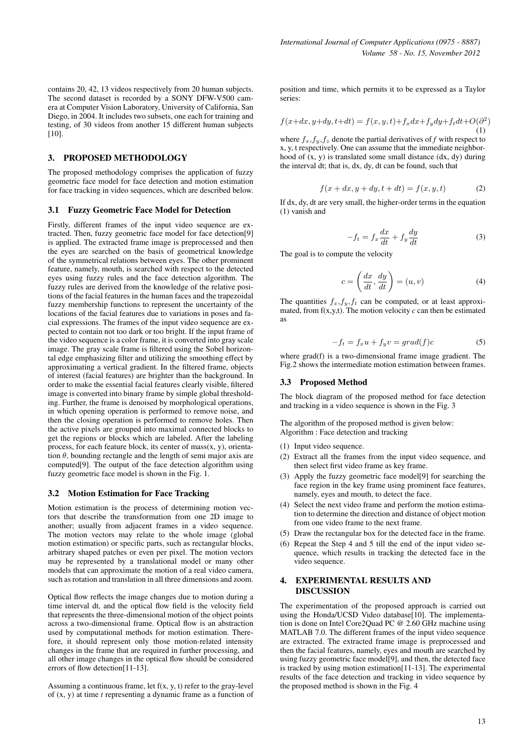contains 20, 42, 13 videos respectively from 20 human subjects. The second dataset is recorded by a SONY DFW-V500 camera at Computer Vision Laboratory, University of California, San Diego, in 2004. It includes two subsets, one each for training and testing, of 30 videos from another 15 different human subjects [10].

## 3. PROPOSED METHODOLOGY

The proposed methodology comprises the application of fuzzy geometric face model for face detection and motion estimation for face tracking in video sequences, which are described below.

### 3.1 Fuzzy Geometric Face Model for Detection

Firstly, different frames of the input video sequence are extracted. Then, fuzzy geometric face model for face detection[9] is applied. The extracted frame image is preprocessed and then the eyes are searched on the basis of geometrical knowledge of the symmetrical relations between eyes. The other prominent feature, namely, mouth, is searched with respect to the detected eyes using fuzzy rules and the face detection algorithm. The fuzzy rules are derived from the knowledge of the relative positions of the facial features in the human faces and the trapezoidal fuzzy membership functions to represent the uncertainty of the locations of the facial features due to variations in poses and facial expressions. The frames of the input video sequence are expected to contain not too dark or too bright. If the input frame of the video sequence is a color frame, it is converted into gray scale image. The gray scale frame is filtered using the Sobel horizontal edge emphasizing filter and utilizing the smoothing effect by approximating a vertical gradient. In the filtered frame, objects of interest (facial features) are brighter than the background. In order to make the essential facial features clearly visible, filtered image is converted into binary frame by simple global thresholding. Further, the frame is denoised by morphological operations, in which opening operation is performed to remove noise, and then the closing operation is performed to remove holes. Then the active pixels are grouped into maximal connected blocks to get the regions or blocks which are labeled. After the labeling process, for each feature block, its center of mass(x, y), orientation $\theta$, bounding rectangle and the length of semi major axis are computed[9]. The output of the face detection algorithm using fuzzy geometric face model is shown in the Fig. 1.

### 3.2 Motion Estimation for Face Tracking

Motion estimation is the process of determining motion vectors that describe the transformation from one 2D image to another; usually from adjacent frames in a video sequence. The motion vectors may relate to the whole image (global motion estimation) or specific parts, such as rectangular blocks, arbitrary shaped patches or even per pixel. The motion vectors may be represented by a translational model or many other models that can approximate the motion of a real video camera, such as rotation and translation in all three dimensions and zoom.

Optical flow reflects the image changes due to motion during a time interval dt, and the optical flow field is the velocity field that represents the three-dimensional motion of the object points across a two-dimensional frame. Optical flow is an abstraction used by computational methods for motion estimation. Therefore, it should represent only those motion-related intensity changes in the frame that are required in further processing, and all other image changes in the optical flow should be considered errors of flow detection[11-13].

Assuming a continuous frame, let f(x, y, t) refer to the gray-level of (x, y) at time *t* representing a dynamic frame as a function of position and time, which permits it to be expressed as a Taylor series:

$$f(x+dx, y+dy, t+dt) = f(x, y, t) + f_x dx + f_y dy + f_t dt + O(\partial^2) \quad (1)$$

where $f_x$,$f_y$,$f_z$ denote the partial derivatives of $f$ with respect to x, y, t respectively. One can assume that the immediate neighborhood of (x, y) is translated some small distance (dx, dy) during the interval dt; that is, dx, dy, dt can be found, such that

$$f(x + dx, y + dy, t + dt) = f(x, y, t) \quad (2)$$

If dx, dy, dt are very small, the higher-order terms in the equation (1) vanish and

$$-f_t = f_x \frac{dx}{dt} + f_y \frac{dy}{dt} \quad (3)$$

The goal is to compute the velocity

$$c = \left( \frac{dx}{dt}, \frac{dy}{dt} \right) = (u, v) \quad (4)$$

The quantities $f_x$,$f_y$,$f_t$ can be computed, or at least approximated, from f(x,y,t). The motion velocity *c* can then be estimated as

$$-f_t = f_x u + f_y v = grad(f)c \quad (5)$$

where grad(f) is a two-dimensional frame image gradient. The Fig.2 shows the intermediate motion estimation between frames.

### 3.3 Proposed Method

The block diagram of the proposed method for face detection and tracking in a video sequence is shown in the Fig. 3

The algorithm of the proposed method is given below:
Algorithm : Face detection and tracking

(1) Input video sequence.
(2) Extract all the frames from the input video sequence, and then select first video frame as key frame.
(3) Apply the fuzzy geometric face model[9] for searching the face region in the key frame using prominent face features, namely, eyes and mouth, to detect the face.
(4) Select the next video frame and perform the motion estimation to determine the direction and distance of object motion from one video frame to the next frame.
(5) Draw the rectangular box for the detected face in the frame.
(6) Repeat the Step 4 and 5 till the end of the input video sequence, which results in tracking the detected face in the video sequence.

## 4. EXPERIMENTAL RESULTS AND DISCUSSION

The experimentation of the proposed approach is carried out using the Honda/UCSD Video database[10]. The implementation is done on Intel Core2Quad PC @ 2.60 GHz machine using MATLAB 7.0. The different frames of the input video sequence are extracted. The extracted frame image is preprocessed and then the facial features, namely, eyes and mouth are searched by using fuzzy geometric face model[9], and then, the detected face is tracked by using motion estimation[11-13]. The experimental results of the face detection and tracking in video sequence by the proposed method is shown in the Fig. 4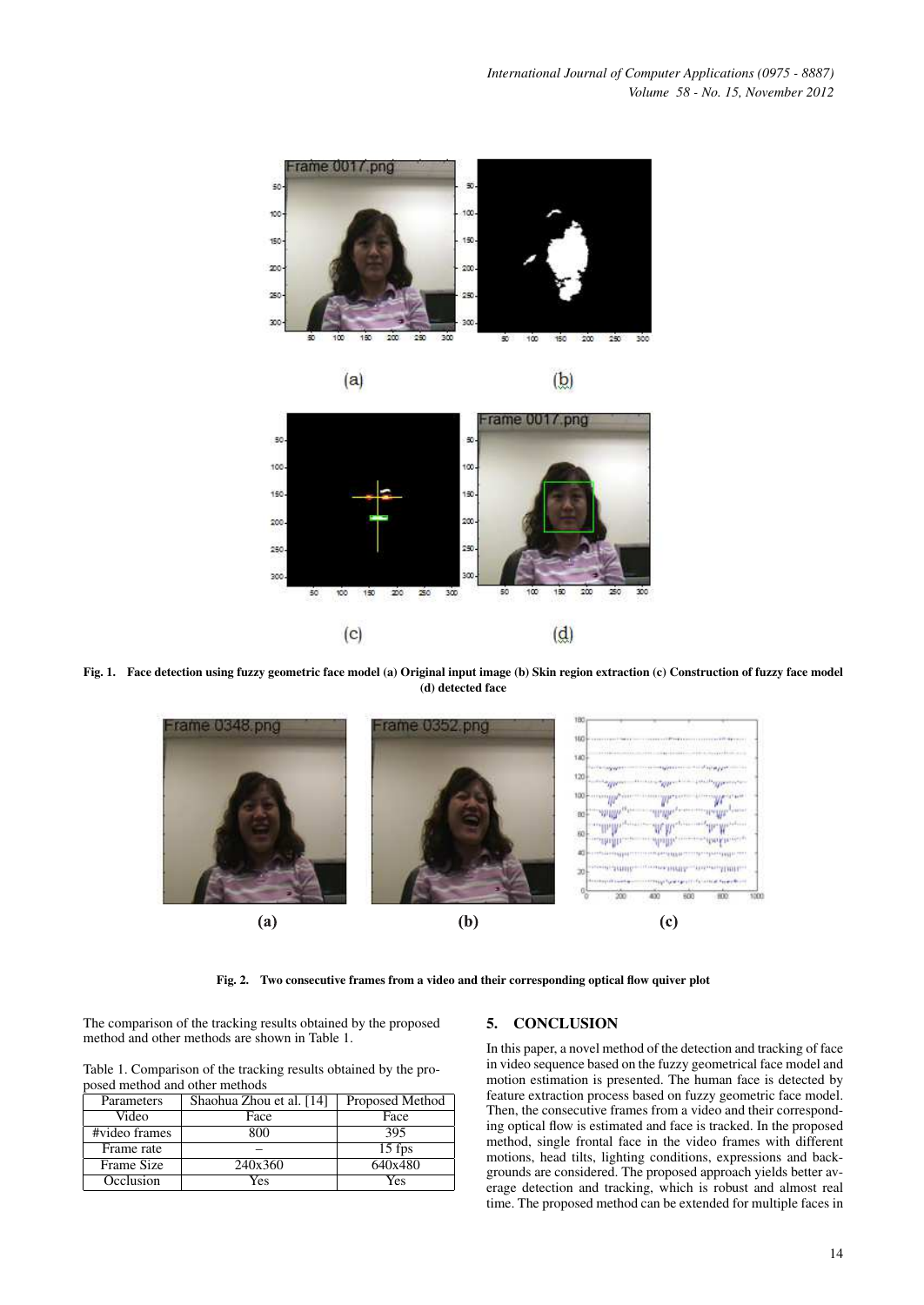Fig. 1. Face detection using fuzzy geometric face model (a) Original input image (b) Skin region extraction (c) Construction of fuzzy face model (d) detected face

Fig. 2. Two consecutive frames from a video and their corresponding optical flow quiver plot

The comparison of the tracking results obtained by the proposed method and other methods are shown in Table 1.

Table 1. Comparison of the tracking results obtained by the proposed method and other methods

| Parameters | Shaohua Zhou et al. [14] | Proposed Method |
|---|---|---|
| Video | Face | Face |
| #video frames | 800 | 395 |
| Frame rate | – | 15 fps |
| Frame Size | 240x360 | 640x480 |
| Occlusion | Yes | Yes |

## 5. CONCLUSION

In this paper, a novel method of the detection and tracking of face in video sequence based on the fuzzy geometrical face model and motion estimation is presented. The human face is detected by feature extraction process based on fuzzy geometric face model. Then, the consecutive frames from a video and their corresponding optical flow is estimated and face is tracked. In the proposed method, single frontal face in the video frames with different motions, head tilts, lighting conditions, expressions and backgrounds are considered. The proposed approach yields better average detection and tracking, which is robust and almost real time. The proposed method can be extended for multiple faces in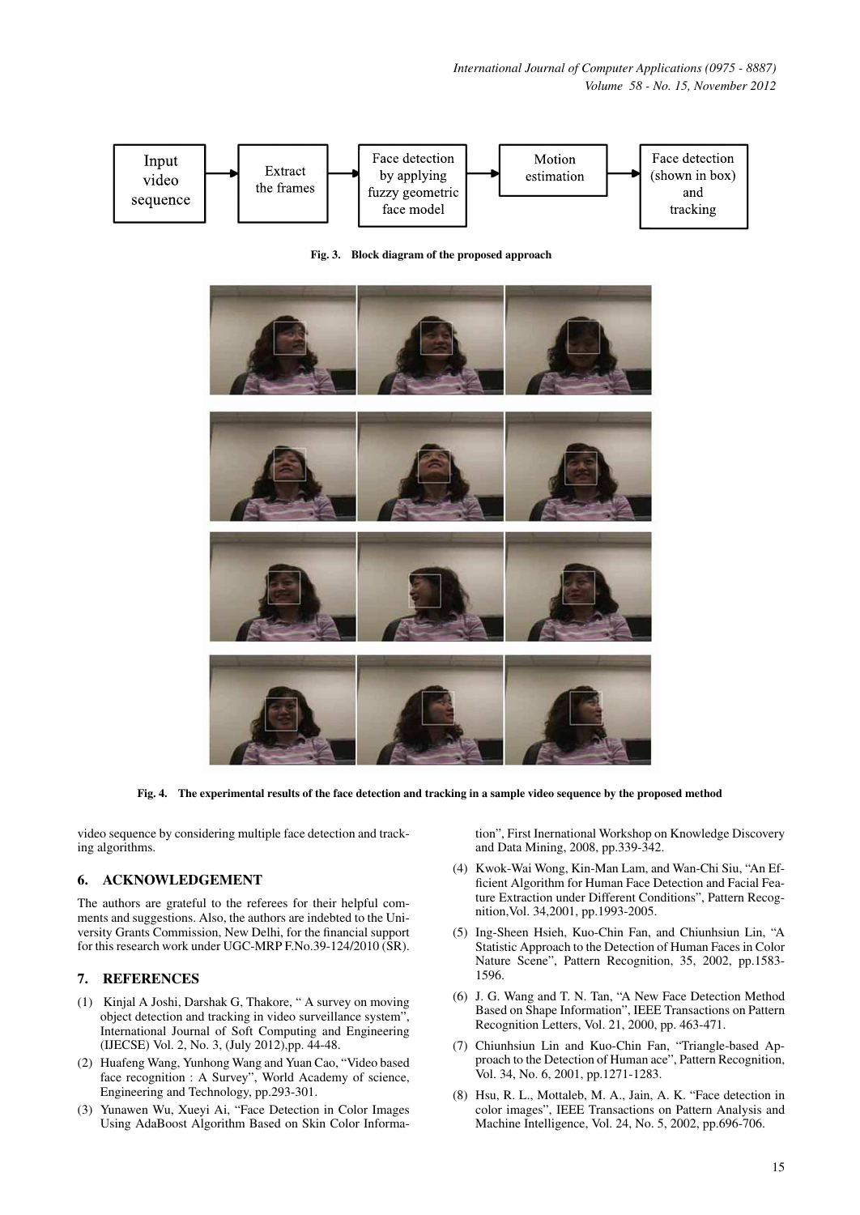Input video sequence → Extract the frames → Face detection by applying fuzzy geometric face model → Motion estimation → Face detection (shown in box) and tracking

**Fig. 3. Block diagram of the proposed approach**

**Fig. 4. The experimental results of the face detection and tracking in a sample video sequence by the proposed method**

video sequence by considering multiple face detection and tracking algorithms.

## 6. ACKNOWLEDGEMENT

The authors are grateful to the referees for their helpful comments and suggestions. Also, the authors are indebted to the University Grants Commission, New Delhi, for the financial support for this research work under UGC-MRP F.No.39-124/2010 (SR).

## 7. REFERENCES

(1) Kinjal A Joshi, Darshak G, Thakore, " A survey on moving object detection and tracking in video surveillance system", International Journal of Soft Computing and Engineering (IJECSE) Vol. 2, No. 3, (July 2012),pp. 44-48.

(2) Huafeng Wang, Yunhong Wang and Yuan Cao, "Video based face recognition : A Survey", World Academy of science, Engineering and Technology, pp.293-301.

(3) Yunawen Wu, Xueyi Ai, "Face Detection in Color Images Using AdaBoost Algorithm Based on Skin Color Information", First Inernational Workshop on Knowledge Discovery and Data Mining, 2008, pp.339-342.

(4) Kwok-Wai Wong, Kin-Man Lam, and Wan-Chi Siu, "An Efficient Algorithm for Human Face Detection and Facial Feature Extraction under Different Conditions", Pattern Recognition,Vol. 34,2001, pp.1993-2005.

(5) Ing-Sheen Hsieh, Kuo-Chin Fan, and Chiunhsiun Lin, "A Statistic Approach to the Detection of Human Faces in Color Nature Scene", Pattern Recognition, 35, 2002, pp.1583-1596.

(6) J. G. Wang and T. N. Tan, "A New Face Detection Method Based on Shape Information", IEEE Transactions on Pattern Recognition Letters, Vol. 21, 2000, pp. 463-471.

(7) Chiunhsiun Lin and Kuo-Chin Fan, "Triangle-based Approach to the Detection of Human ace", Pattern Recognition, Vol. 34, No. 6, 2001, pp.1271-1283.

(8) Hsu, R. L., Mottaleb, M. A., Jain, A. K. "Face detection in color images", IEEE Transactions on Pattern Analysis and Machine Intelligence, Vol. 24, No. 5, 2002, pp.696-706.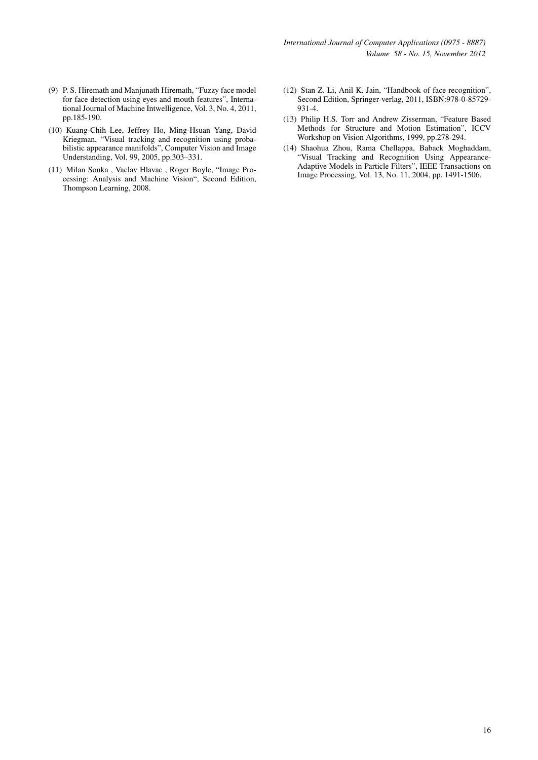(9) P. S. Hiremath and Manjunath Hiremath, "Fuzzy face model for face detection using eyes and mouth features", International Journal of Machine Intwelligence, Vol. 3, No. 4, 2011, pp.185-190.

(10) Kuang-Chih Lee, Jeffrey Ho, Ming-Hsuan Yang, David Kriegman, "Visual tracking and recognition using probabilistic appearance manifolds", Computer Vision and Image Understanding, Vol. 99, 2005, pp.303–331.

(11) Milan Sonka , Vaclav Hlavac , Roger Boyle, "Image Processing: Analysis and Machine Vision", Second Edition, Thompson Learning, 2008.

(12) Stan Z. Li, Anil K. Jain, "Handbook of face recognition", Second Edition, Springer-verlag, 2011, ISBN:978-0-85729-931-4.

(13) Philip H.S. Torr and Andrew Zisserman, "Feature Based Methods for Structure and Motion Estimation", ICCV Workshop on Vision Algorithms, 1999, pp.278-294.

(14) Shaohua Zhou, Rama Chellappa, Baback Moghaddam, "Visual Tracking and Recognition Using Appearance-Adaptive Models in Particle Filters", IEEE Transactions on Image Processing, Vol. 13, No. 11, 2004, pp. 1491-1506.